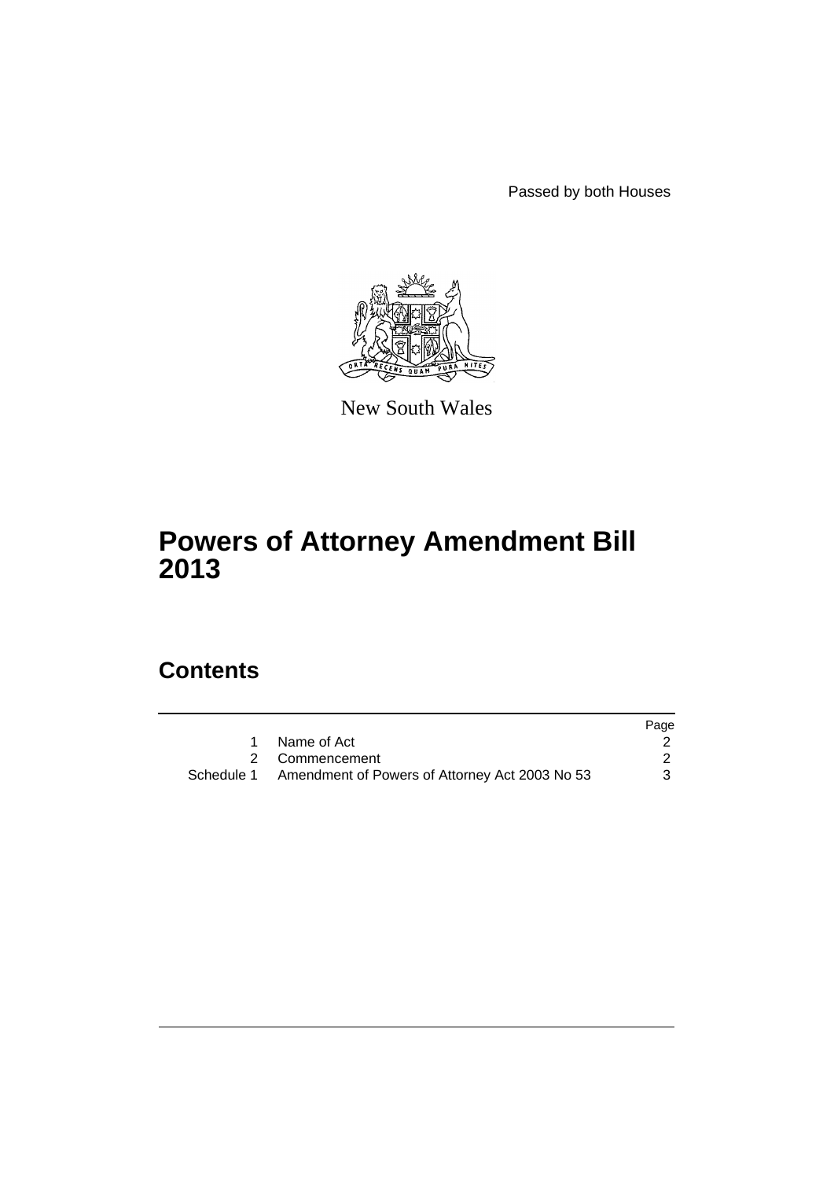Passed by both Houses

New South Wales

# Powers of Attorney Amendment Bill 2013

## Contents

| | | Page |
|---|---|---|
| 1 | Name of Act | 2 |
| 2 | Commencement | 2 |
| Schedule 1 | Amendment of Powers of Attorney Act 2003 No 53 | 3 |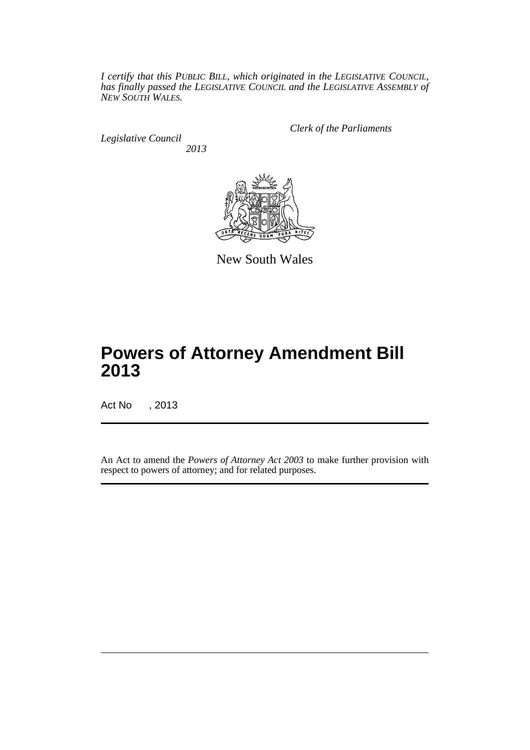*I certify that this PUBLIC BILL, which originated in the LEGISLATIVE COUNCIL, has finally passed the LEGISLATIVE COUNCIL and the LEGISLATIVE ASSEMBLY of NEW SOUTH WALES.*

*Clerk of the Parliaments*

*Legislative Council*

*2013*

New South Wales

# Powers of Attorney Amendment Bill 2013

Act No , 2013

An Act to amend the *Powers of Attorney Act 2003* to make further provision with respect to powers of attorney; and for related purposes.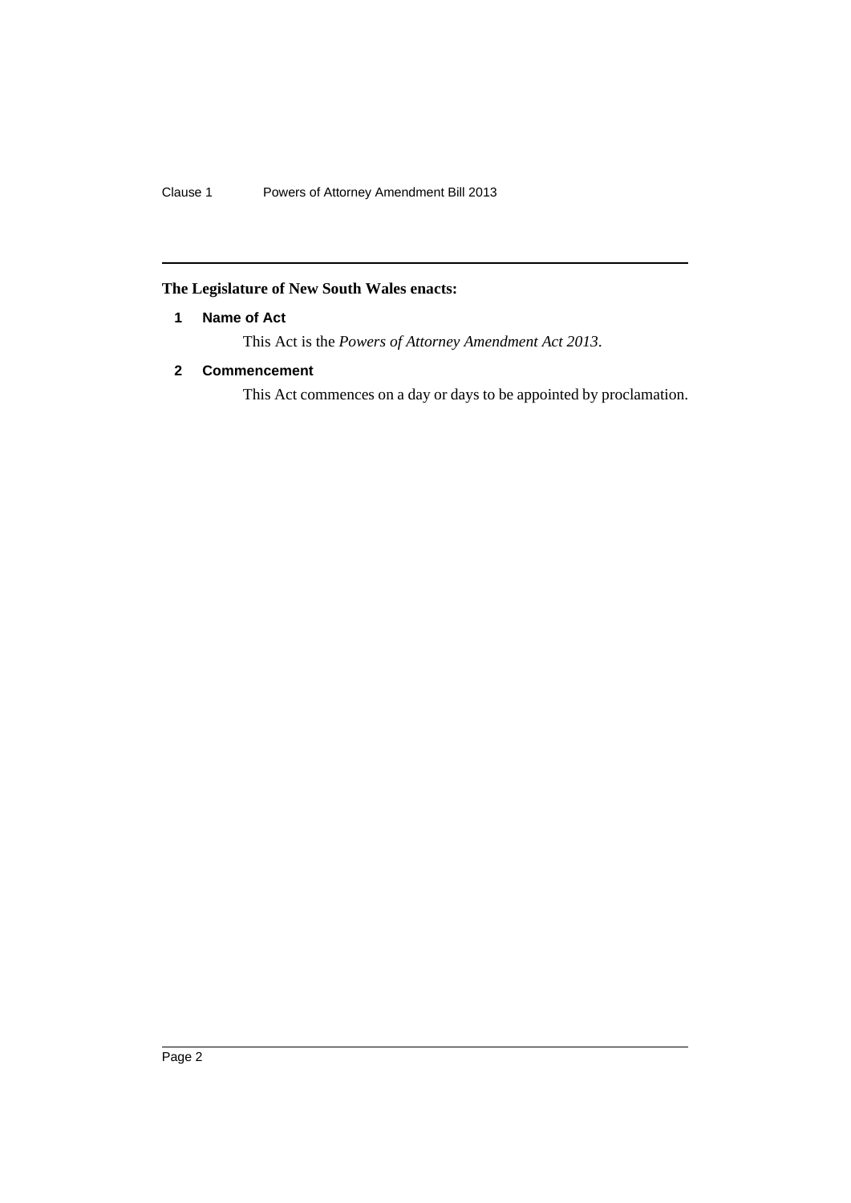**The Legislature of New South Wales enacts:**

### 1 Name of Act

This Act is the *Powers of Attorney Amendment Act 2013*.

### 2 Commencement

This Act commences on a day or days to be appointed by proclamation.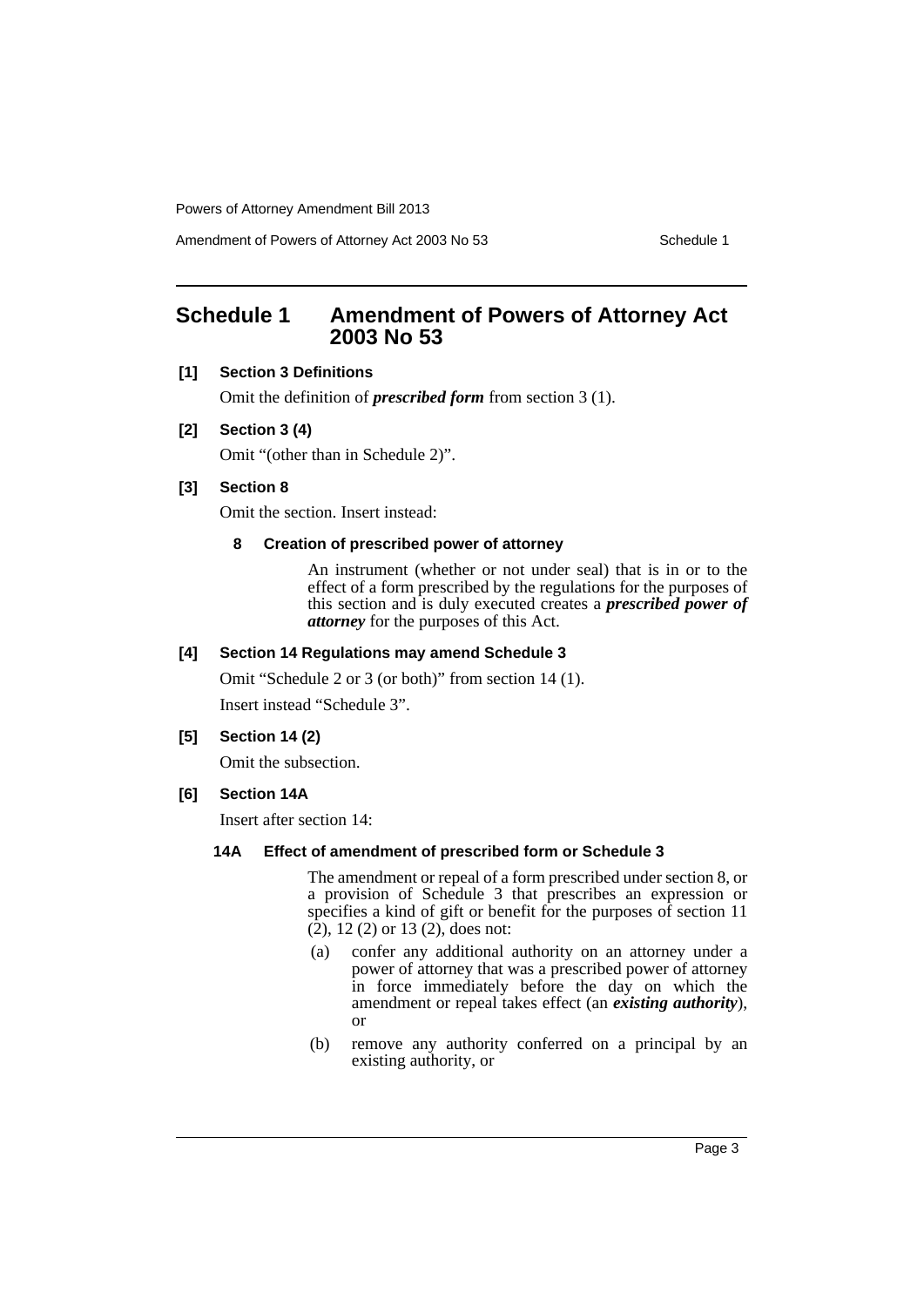## Schedule 1 Amendment of Powers of Attorney Act 2003 No 53

**[1] Section 3 Definitions**

Omit the definition of ***prescribed form*** from section 3 (1).

**[2] Section 3 (4)**

Omit "(other than in Schedule 2)".

**[3] Section 8**

Omit the section. Insert instead:

**8 Creation of prescribed power of attorney**

An instrument (whether or not under seal) that is in or to the effect of a form prescribed by the regulations for the purposes of this section and is duly executed creates a ***prescribed power of attorney*** for the purposes of this Act.

**[4] Section 14 Regulations may amend Schedule 3**

Omit "Schedule 2 or 3 (or both)" from section 14 (1).

Insert instead "Schedule 3".

**[5] Section 14 (2)**

Omit the subsection.

**[6] Section 14A**

Insert after section 14:

**14A Effect of amendment of prescribed form or Schedule 3**

The amendment or repeal of a form prescribed under section 8, or a provision of Schedule 3 that prescribes an expression or specifies a kind of gift or benefit for the purposes of section 11 (2), 12 (2) or 13 (2), does not:

(a) confer any additional authority on an attorney under a power of attorney that was a prescribed power of attorney in force immediately before the day on which the amendment or repeal takes effect (an ***existing authority***), or

(b) remove any authority conferred on a principal by an existing authority, or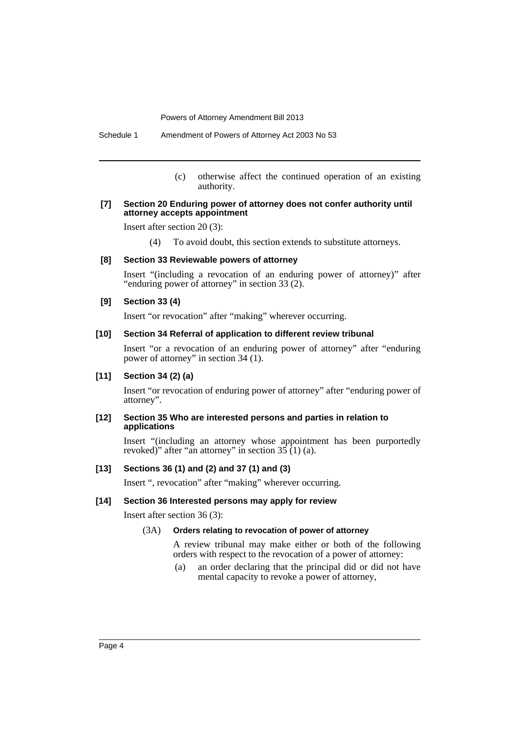(c) otherwise affect the continued operation of an existing authority.

**[7] Section 20 Enduring power of attorney does not confer authority until attorney accepts appointment**

Insert after section 20 (3):

(4) To avoid doubt, this section extends to substitute attorneys.

**[8] Section 33 Reviewable powers of attorney**

Insert "(including a revocation of an enduring power of attorney)" after "enduring power of attorney" in section 33 (2).

**[9] Section 33 (4)**

Insert "or revocation" after "making" wherever occurring.

**[10] Section 34 Referral of application to different review tribunal**

Insert "or a revocation of an enduring power of attorney" after "enduring power of attorney" in section 34 (1).

**[11] Section 34 (2) (a)**

Insert "or revocation of enduring power of attorney" after "enduring power of attorney".

**[12] Section 35 Who are interested persons and parties in relation to applications**

Insert "(including an attorney whose appointment has been purportedly revoked)" after "an attorney" in section 35 (1) (a).

**[13] Sections 36 (1) and (2) and 37 (1) and (3)**

Insert ", revocation" after "making" wherever occurring.

**[14] Section 36 Interested persons may apply for review**

Insert after section 36 (3):

(3A) **Orders relating to revocation of power of attorney**

A review tribunal may make either or both of the following orders with respect to the revocation of a power of attorney:

(a) an order declaring that the principal did or did not have mental capacity to revoke a power of attorney,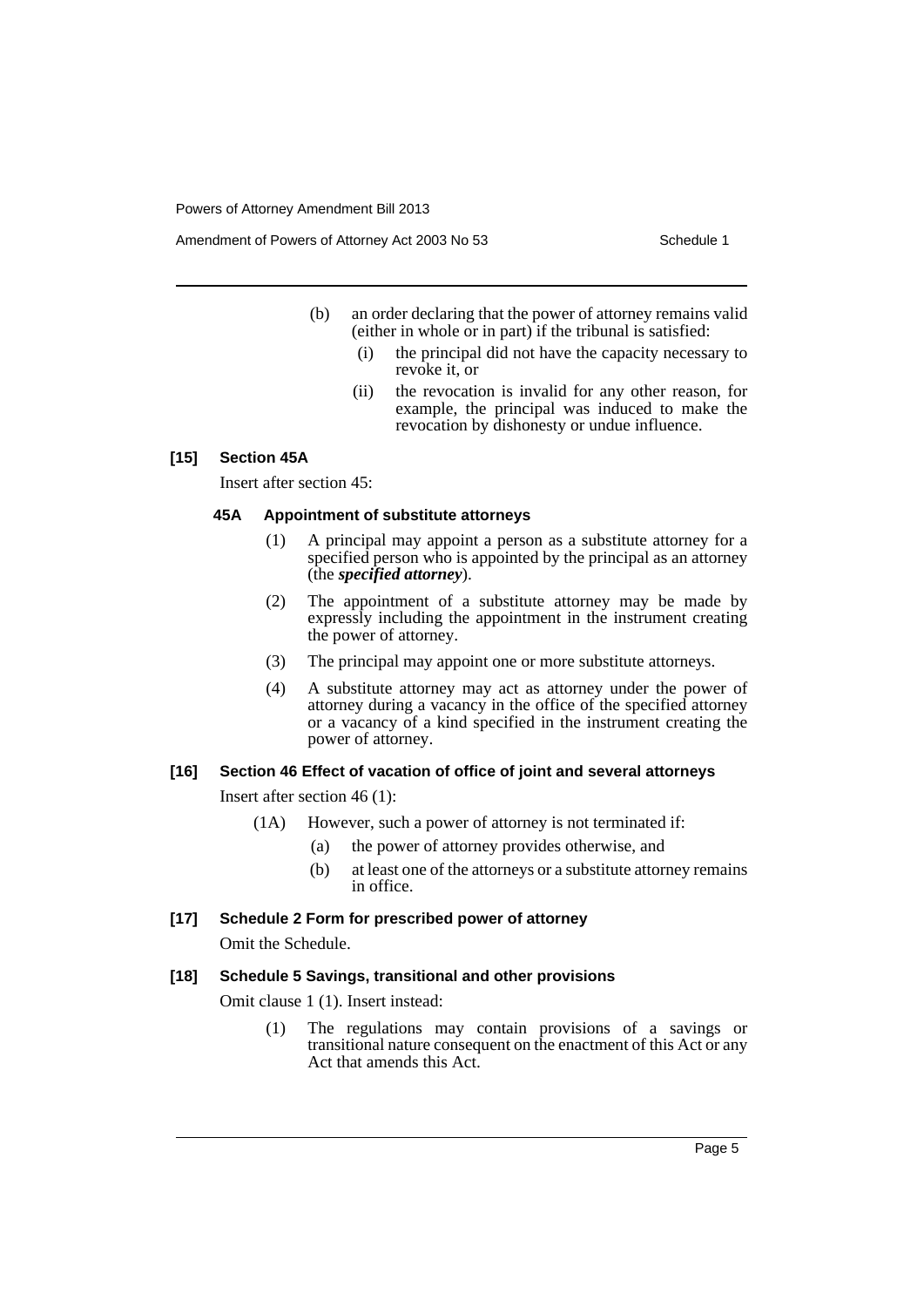(b) an order declaring that the power of attorney remains valid (either in whole or in part) if the tribunal is satisfied:

   (i) the principal did not have the capacity necessary to revoke it, or

   (ii) the revocation is invalid for any other reason, for example, the principal was induced to make the revocation by dishonesty or undue influence.

### [15] Section 45A

Insert after section 45:

#### 45A Appointment of substitute attorneys

(1) A principal may appoint a person as a substitute attorney for a specified person who is appointed by the principal as an attorney (the ***specified attorney***).

(2) The appointment of a substitute attorney may be made by expressly including the appointment in the instrument creating the power of attorney.

(3) The principal may appoint one or more substitute attorneys.

(4) A substitute attorney may act as attorney under the power of attorney during a vacancy in the office of the specified attorney or a vacancy of a kind specified in the instrument creating the power of attorney.

### [16] Section 46 Effect of vacation of office of joint and several attorneys

Insert after section 46 (1):

(1A) However, such a power of attorney is not terminated if:

   (a) the power of attorney provides otherwise, and

   (b) at least one of the attorneys or a substitute attorney remains in office.

### [17] Schedule 2 Form for prescribed power of attorney

Omit the Schedule.

### [18] Schedule 5 Savings, transitional and other provisions

Omit clause 1 (1). Insert instead:

(1) The regulations may contain provisions of a savings or transitional nature consequent on the enactment of this Act or any Act that amends this Act.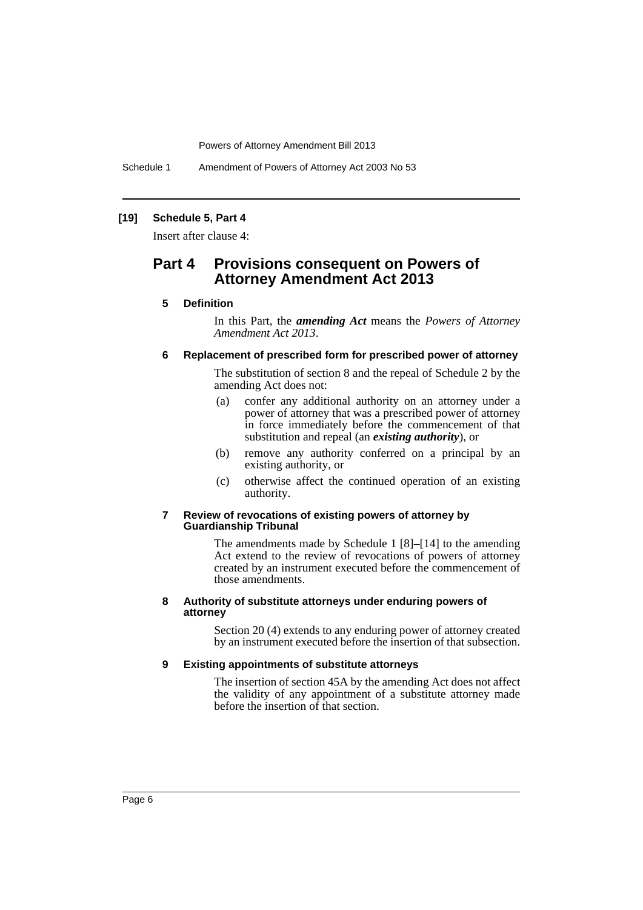**[19] Schedule 5, Part 4**

Insert after clause 4:

## Part 4 Provisions consequent on Powers of Attorney Amendment Act 2013

#### 5 Definition

In this Part, the ***amending Act*** means the *Powers of Attorney Amendment Act 2013*.

#### 6 Replacement of prescribed form for prescribed power of attorney

The substitution of section 8 and the repeal of Schedule 2 by the amending Act does not:

(a) confer any additional authority on an attorney under a power of attorney that was a prescribed power of attorney in force immediately before the commencement of that substitution and repeal (an ***existing authority***), or

(b) remove any authority conferred on a principal by an existing authority, or

(c) otherwise affect the continued operation of an existing authority.

#### 7 Review of revocations of existing powers of attorney by Guardianship Tribunal

The amendments made by Schedule 1 [8]–[14] to the amending Act extend to the review of revocations of powers of attorney created by an instrument executed before the commencement of those amendments.

#### 8 Authority of substitute attorneys under enduring powers of attorney

Section 20 (4) extends to any enduring power of attorney created by an instrument executed before the insertion of that subsection.

#### 9 Existing appointments of substitute attorneys

The insertion of section 45A by the amending Act does not affect the validity of any appointment of a substitute attorney made before the insertion of that section.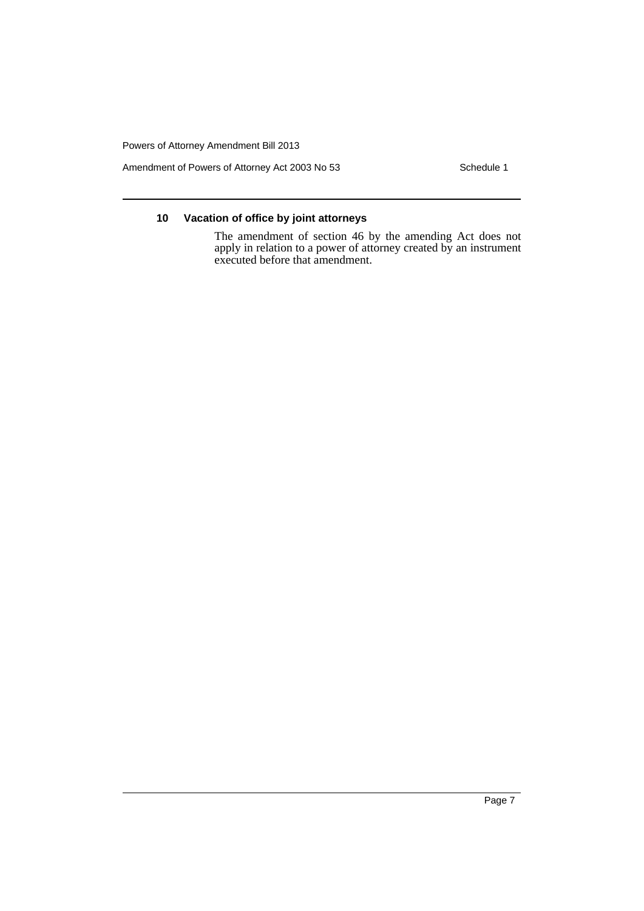### 10 Vacation of office by joint attorneys

The amendment of section 46 by the amending Act does not apply in relation to a power of attorney created by an instrument executed before that amendment.